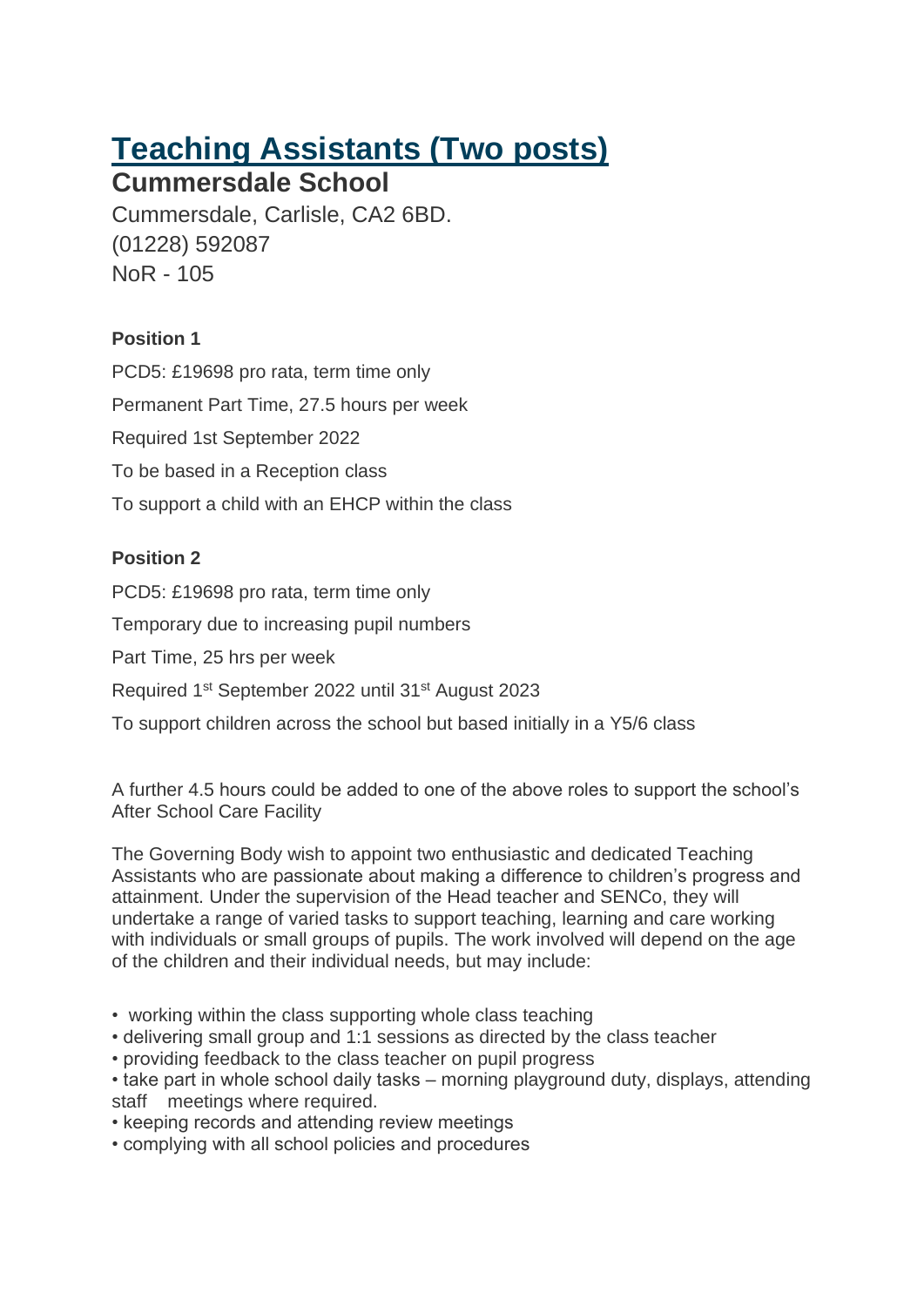# Teaching Assistants (Two posts)

## Cummersdale School

Cummersdale, Carlisle, CA2 6BD.
(01228) 592087
NoR - 105

**Position 1**

PCD5: £19698 pro rata, term time only

Permanent Part Time, 27.5 hours per week

Required 1st September 2022

To be based in a Reception class

To support a child with an EHCP within the class

**Position 2**

PCD5: £19698 pro rata, term time only

Temporary due to increasing pupil numbers

Part Time, 25 hrs per week

Required 1st September 2022 until 31st August 2023

To support children across the school but based initially in a Y5/6 class

A further 4.5 hours could be added to one of the above roles to support the school's After School Care Facility

The Governing Body wish to appoint two enthusiastic and dedicated Teaching Assistants who are passionate about making a difference to children's progress and attainment. Under the supervision of the Head teacher and SENCo, they will undertake a range of varied tasks to support teaching, learning and care working with individuals or small groups of pupils. The work involved will depend on the age of the children and their individual needs, but may include:

- working within the class supporting whole class teaching
- delivering small group and 1:1 sessions as directed by the class teacher
- providing feedback to the class teacher on pupil progress
- take part in whole school daily tasks – morning playground duty, displays, attending staff meetings where required.
- keeping records and attending review meetings
- complying with all school policies and procedures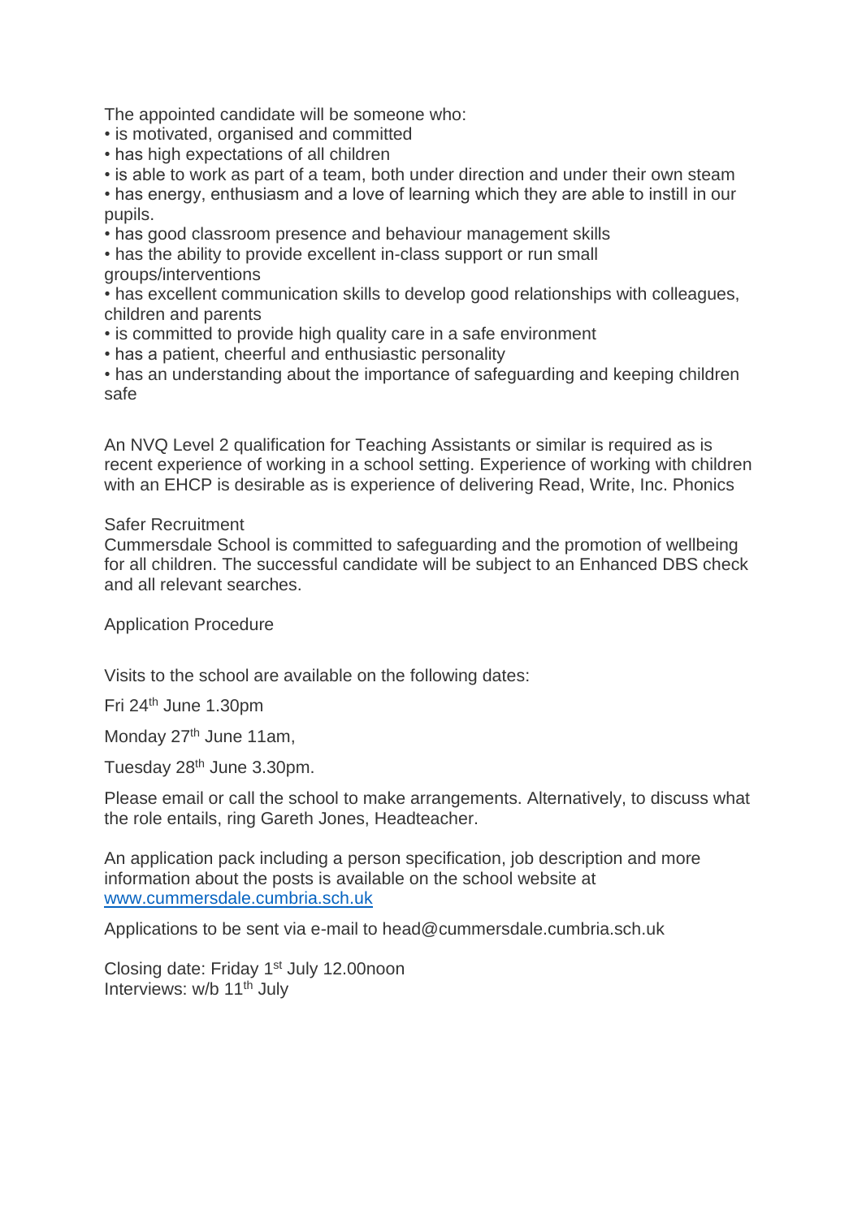The appointed candidate will be someone who:

- is motivated, organised and committed
- has high expectations of all children
- is able to work as part of a team, both under direction and under their own steam
- has energy, enthusiasm and a love of learning which they are able to instill in our pupils.
- has good classroom presence and behaviour management skills
- has the ability to provide excellent in-class support or run small groups/interventions
- has excellent communication skills to develop good relationships with colleagues, children and parents
- is committed to provide high quality care in a safe environment
- has a patient, cheerful and enthusiastic personality
- has an understanding about the importance of safeguarding and keeping children safe

An NVQ Level 2 qualification for Teaching Assistants or similar is required as is recent experience of working in a school setting. Experience of working with children with an EHCP is desirable as is experience of delivering Read, Write, Inc. Phonics

Safer Recruitment

Cummersdale School is committed to safeguarding and the promotion of wellbeing for all children. The successful candidate will be subject to an Enhanced DBS check and all relevant searches.

Application Procedure

Visits to the school are available on the following dates:

Fri 24th June 1.30pm

Monday 27th June 11am,

Tuesday 28th June 3.30pm.

Please email or call the school to make arrangements. Alternatively, to discuss what the role entails, ring Gareth Jones, Headteacher.

An application pack including a person specification, job description and more information about the posts is available on the school website at [www.cummersdale.cumbria.sch.uk](http://www.cummersdale.cumbria.sch.uk)

Applications to be sent via e-mail to head@cummersdale.cumbria.sch.uk

Closing date: Friday 1st July 12.00noon
Interviews: w/b 11th July